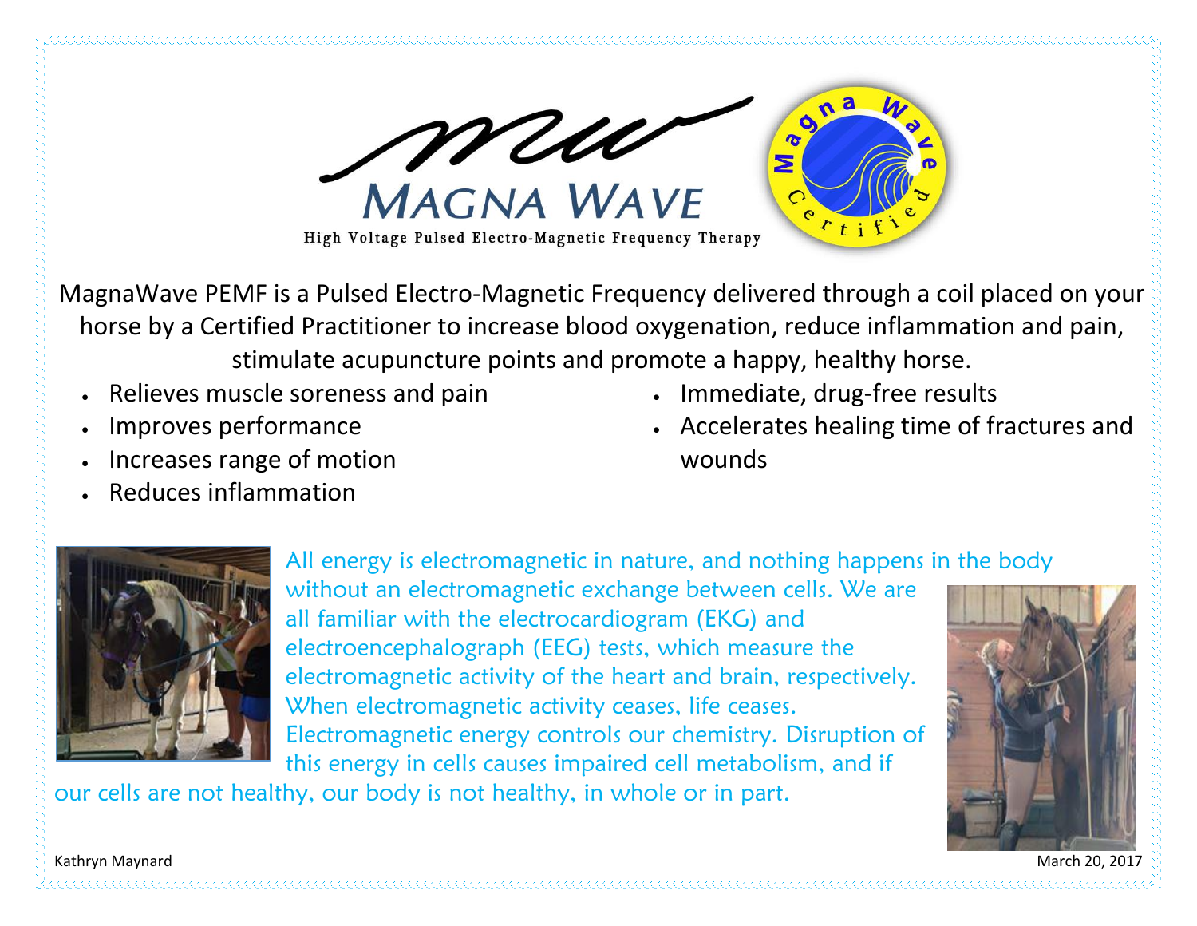# MAGNA WAVE

High Voltage Pulsed Electro-Magnetic Frequency Therapy

Magna Wave Certified

MagnaWave PEMF is a Pulsed Electro-Magnetic Frequency delivered through a coil placed on your horse by a Certified Practitioner to increase blood oxygenation, reduce inflammation and pain, stimulate acupuncture points and promote a happy, healthy horse.

- Relieves muscle soreness and pain
- Improves performance
- Increases range of motion
- Reduces inflammation
- Immediate, drug-free results
- Accelerates healing time of fractures and wounds

All energy is electromagnetic in nature, and nothing happens in the body without an electromagnetic exchange between cells. We are all familiar with the electrocardiogram (EKG) and electroencephalograph (EEG) tests, which measure the electromagnetic activity of the heart and brain, respectively. When electromagnetic activity ceases, life ceases. Electromagnetic energy controls our chemistry. Disruption of this energy in cells causes impaired cell metabolism, and if our cells are not healthy, our body is not healthy, in whole or in part.

Kathryn Maynard

March 20, 2017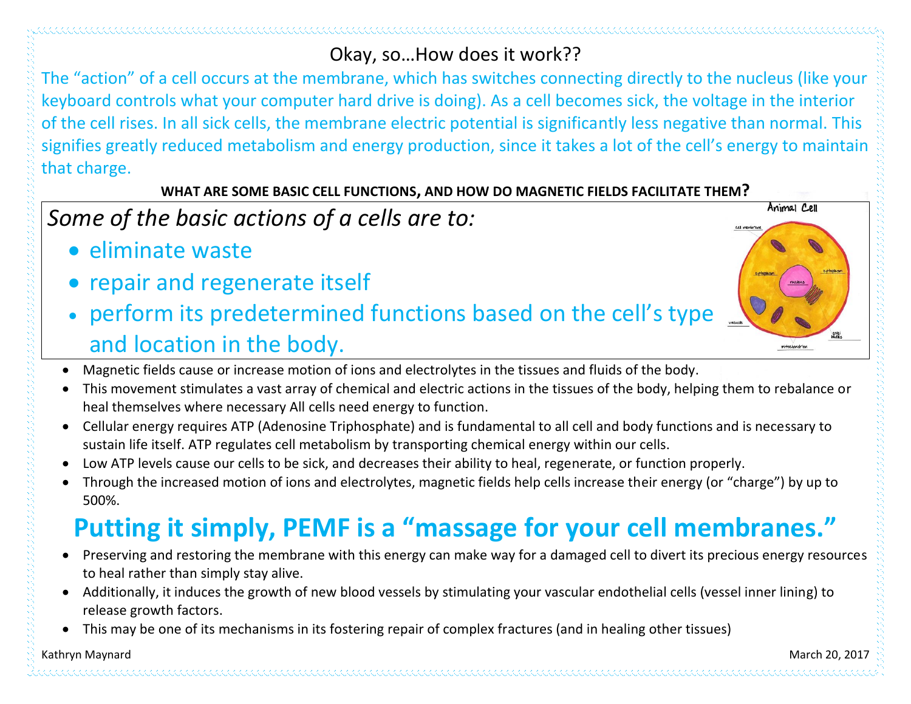## Okay, so…How does it work??

The "action" of a cell occurs at the membrane, which has switches connecting directly to the nucleus (like your keyboard controls what your computer hard drive is doing). As a cell becomes sick, the voltage in the interior of the cell rises. In all sick cells, the membrane electric potential is significantly less negative than normal. This signifies greatly reduced metabolism and energy production, since it takes a lot of the cell's energy to maintain that charge.

### WHAT ARE SOME BASIC CELL FUNCTIONS, AND HOW DO MAGNETIC FIELDS FACILITATE THEM?

*Some of the basic actions of a cells are to:*

- eliminate waste
- repair and regenerate itself
- perform its predetermined functions based on the cell's type and location in the body.

- Magnetic fields cause or increase motion of ions and electrolytes in the tissues and fluids of the body.
- This movement stimulates a vast array of chemical and electric actions in the tissues of the body, helping them to rebalance or heal themselves where necessary All cells need energy to function.
- Cellular energy requires ATP (Adenosine Triphosphate) and is fundamental to all cell and body functions and is necessary to sustain life itself. ATP regulates cell metabolism by transporting chemical energy within our cells.
- Low ATP levels cause our cells to be sick, and decreases their ability to heal, regenerate, or function properly.
- Through the increased motion of ions and electrolytes, magnetic fields help cells increase their energy (or "charge") by up to 500%.

## Putting it simply, PEMF is a "massage for your cell membranes."

- Preserving and restoring the membrane with this energy can make way for a damaged cell to divert its precious energy resources to heal rather than simply stay alive.
- Additionally, it induces the growth of new blood vessels by stimulating your vascular endothelial cells (vessel inner lining) to release growth factors.
- This may be one of its mechanisms in its fostering repair of complex fractures (and in healing other tissues)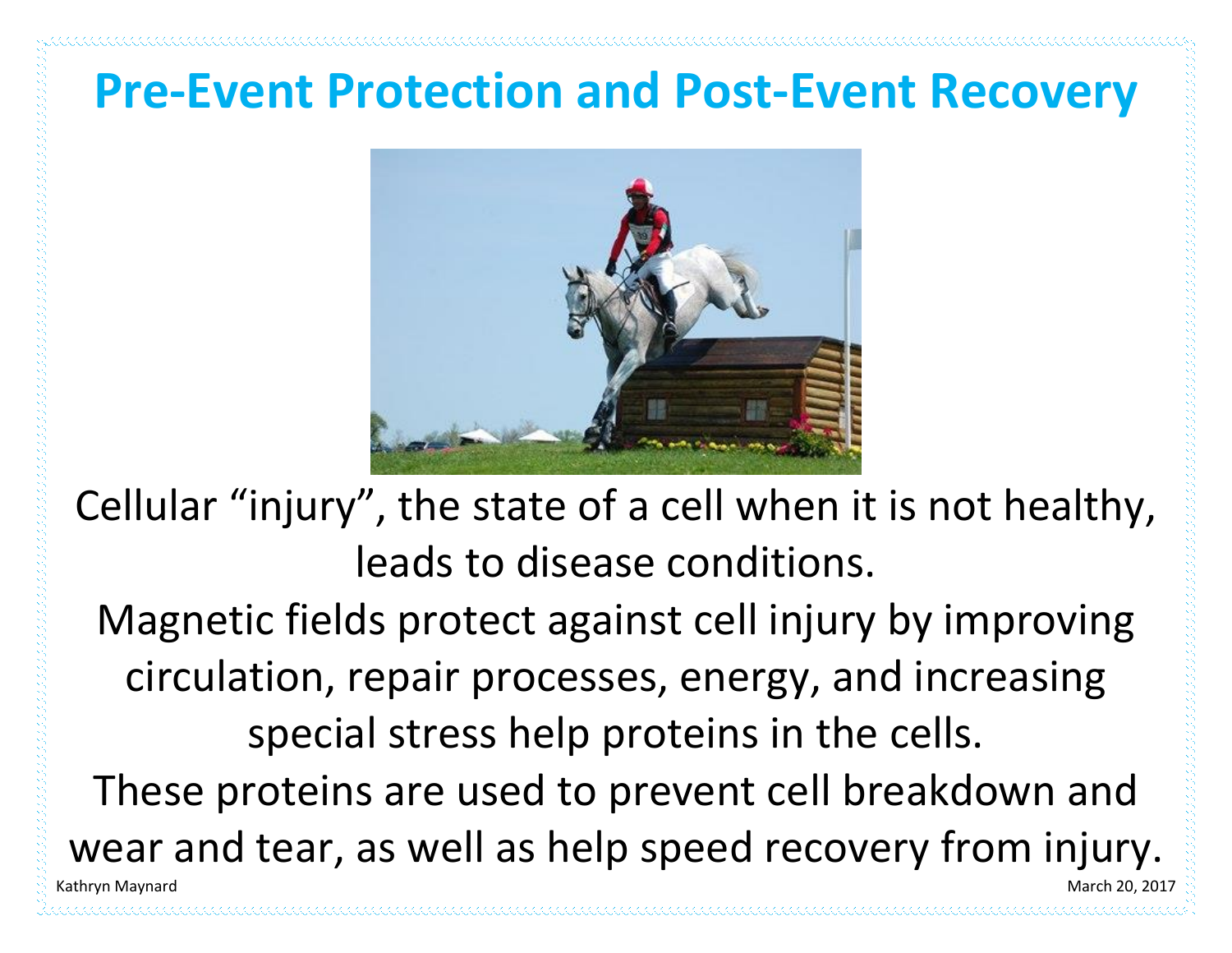# Pre-Event Protection and Post-Event Recovery

Cellular "injury", the state of a cell when it is not healthy, leads to disease conditions.

Magnetic fields protect against cell injury by improving circulation, repair processes, energy, and increasing special stress help proteins in the cells.

These proteins are used to prevent cell breakdown and wear and tear, as well as help speed recovery from injury.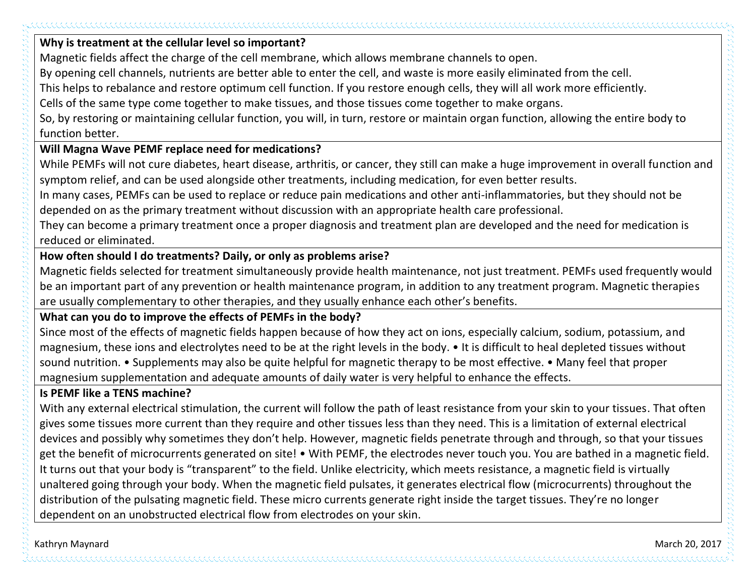**Why is treatment at the cellular level so important?**

Magnetic fields affect the charge of the cell membrane, which allows membrane channels to open.
By opening cell channels, nutrients are better able to enter the cell, and waste is more easily eliminated from the cell.
This helps to rebalance and restore optimum cell function. If you restore enough cells, they will all work more efficiently.
Cells of the same type come together to make tissues, and those tissues come together to make organs.
So, by restoring or maintaining cellular function, you will, in turn, restore or maintain organ function, allowing the entire body to function better.

**Will Magna Wave PEMF replace need for medications?**

While PEMFs will not cure diabetes, heart disease, arthritis, or cancer, they still can make a huge improvement in overall function and symptom relief, and can be used alongside other treatments, including medication, for even better results.
In many cases, PEMFs can be used to replace or reduce pain medications and other anti-inflammatories, but they should not be depended on as the primary treatment without discussion with an appropriate health care professional.
They can become a primary treatment once a proper diagnosis and treatment plan are developed and the need for medication is reduced or eliminated.

**How often should I do treatments? Daily, or only as problems arise?**

Magnetic fields selected for treatment simultaneously provide health maintenance, not just treatment. PEMFs used frequently would be an important part of any prevention or health maintenance program, in addition to any treatment program. Magnetic therapies are usually complementary to other therapies, and they usually enhance each other's benefits.

**What can you do to improve the effects of PEMFs in the body?**

Since most of the effects of magnetic fields happen because of how they act on ions, especially calcium, sodium, potassium, and magnesium, these ions and electrolytes need to be at the right levels in the body. • It is difficult to heal depleted tissues without sound nutrition. • Supplements may also be quite helpful for magnetic therapy to be most effective. • Many feel that proper magnesium supplementation and adequate amounts of daily water is very helpful to enhance the effects.

**Is PEMF like a TENS machine?**

With any external electrical stimulation, the current will follow the path of least resistance from your skin to your tissues. That often gives some tissues more current than they require and other tissues less than they need. This is a limitation of external electrical devices and possibly why sometimes they don't help. However, magnetic fields penetrate through and through, so that your tissues get the benefit of microcurrents generated on site! • With PEMF, the electrodes never touch you. You are bathed in a magnetic field. It turns out that your body is "transparent" to the field. Unlike electricity, which meets resistance, a magnetic field is virtually unaltered going through your body. When the magnetic field pulsates, it generates electrical flow (microcurrents) throughout the distribution of the pulsating magnetic field. These micro currents generate right inside the target tissues. They're no longer dependent on an unobstructed electrical flow from electrodes on your skin.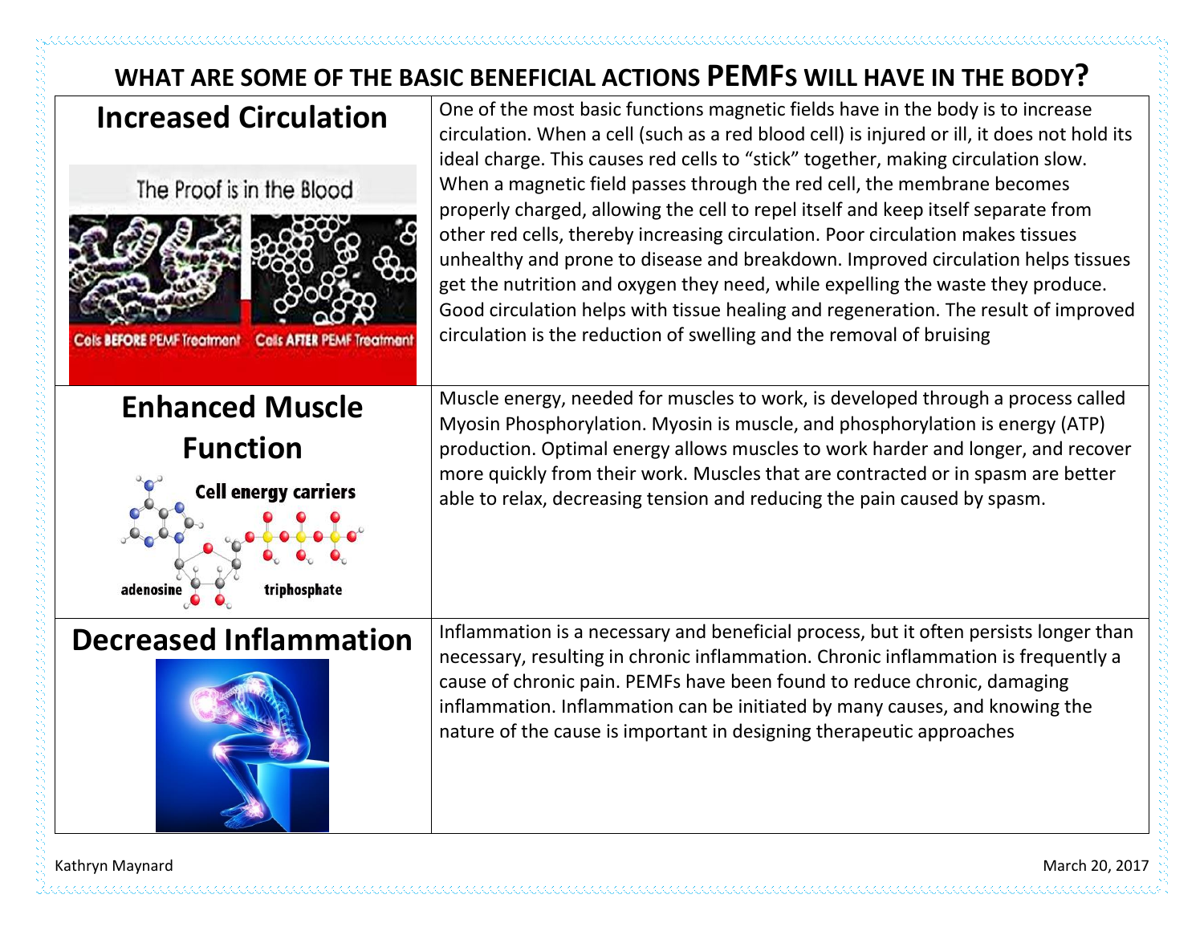# WHAT ARE SOME OF THE BASIC BENEFICIAL ACTIONS PEMFS WILL HAVE IN THE BODY?

| | |
|---|---|
| **Increased Circulation**<br><br>The Proof is in the Blood<br>Cells BEFORE PEMF Treatment / Cells AFTER PEMF Treatment | One of the most basic functions magnetic fields have in the body is to increase circulation. When a cell (such as a red blood cell) is injured or ill, it does not hold its ideal charge. This causes red cells to "stick" together, making circulation slow. When a magnetic field passes through the red cell, the membrane becomes properly charged, allowing the cell to repel itself and keep itself separate from other red cells, thereby increasing circulation. Poor circulation makes tissues unhealthy and prone to disease and breakdown. Improved circulation helps tissues get the nutrition and oxygen they need, while expelling the waste they produce. Good circulation helps with tissue healing and regeneration. The result of improved circulation is the reduction of swelling and the removal of bruising |
| **Enhanced Muscle Function**<br><br>Cell energy carriers<br>adenosine triphosphate | Muscle energy, needed for muscles to work, is developed through a process called Myosin Phosphorylation. Myosin is muscle, and phosphorylation is energy (ATP) production. Optimal energy allows muscles to work harder and longer, and recover more quickly from their work. Muscles that are contracted or in spasm are better able to relax, decreasing tension and reducing the pain caused by spasm. |
| **Decreased Inflammation** | Inflammation is a necessary and beneficial process, but it often persists longer than necessary, resulting in chronic inflammation. Chronic inflammation is frequently a cause of chronic pain. PEMFs have been found to reduce chronic, damaging inflammation. Inflammation can be initiated by many causes, and knowing the nature of the cause is important in designing therapeutic approaches |

Kathryn Maynard

March 20, 2017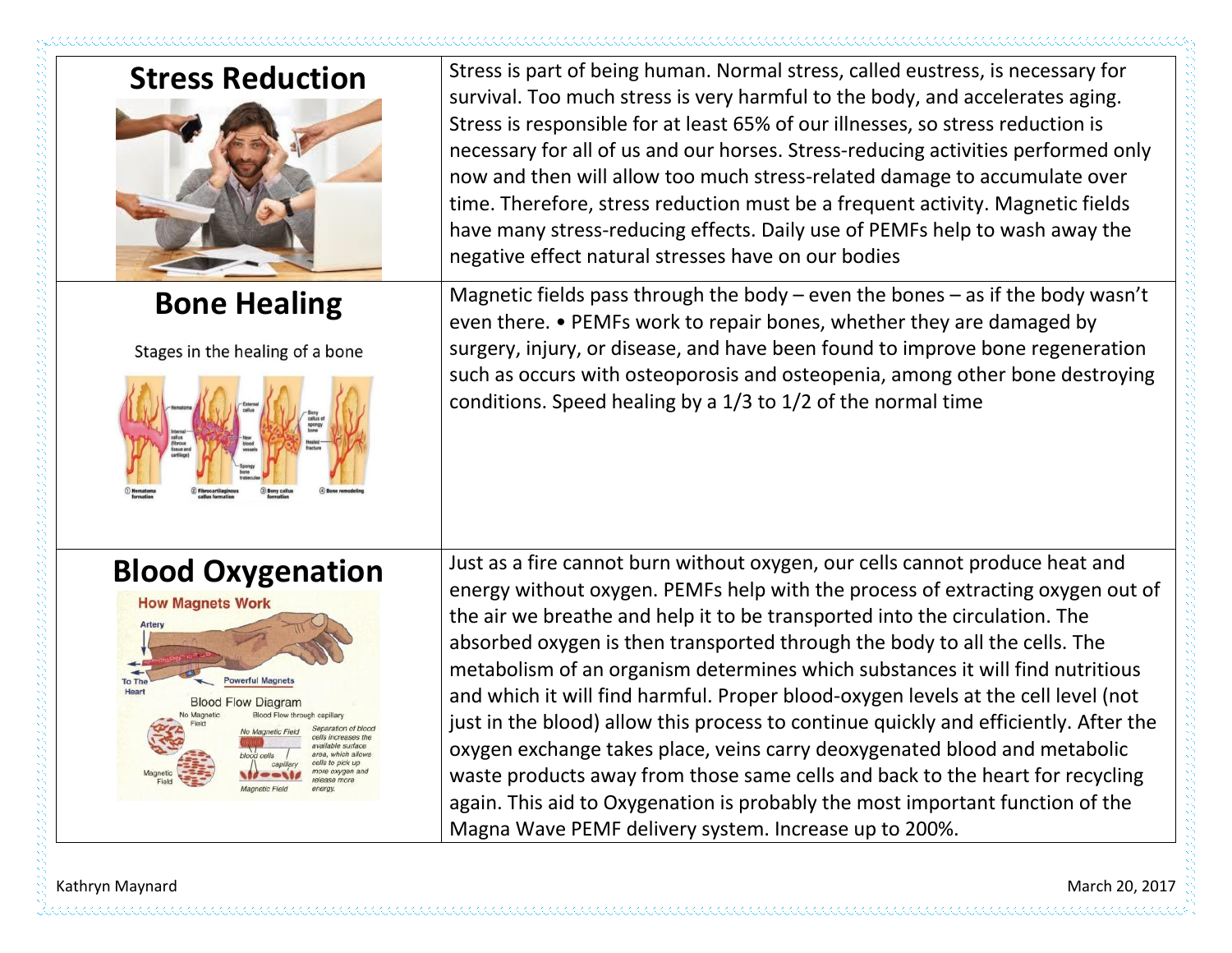| | |
|---|---|
| **Stress Reduction** | Stress is part of being human. Normal stress, called eustress, is necessary for survival. Too much stress is very harmful to the body, and accelerates aging. Stress is responsible for at least 65% of our illnesses, so stress reduction is necessary for all of us and our horses. Stress-reducing activities performed only now and then will allow too much stress-related damage to accumulate over time. Therefore, stress reduction must be a frequent activity. Magnetic fields have many stress-reducing effects. Daily use of PEMFs help to wash away the negative effect natural stresses have on our bodies |
| **Bone Healing**<br><br>Stages in the healing of a bone | Magnetic fields pass through the body – even the bones – as if the body wasn't even there. • PEMFs work to repair bones, whether they are damaged by surgery, injury, or disease, and have been found to improve bone regeneration such as occurs with osteoporosis and osteopenia, among other bone destroying conditions. Speed healing by a 1/3 to 1/2 of the normal time |
| **Blood Oxygenation** | Just as a fire cannot burn without oxygen, our cells cannot produce heat and energy without oxygen. PEMFs help with the process of extracting oxygen out of the air we breathe and help it to be transported into the circulation. The absorbed oxygen is then transported through the body to all the cells. The metabolism of an organism determines which substances it will find nutritious and which it will find harmful. Proper blood-oxygen levels at the cell level (not just in the blood) allow this process to continue quickly and efficiently. After the oxygen exchange takes place, veins carry deoxygenated blood and metabolic waste products away from those same cells and back to the heart for recycling again. This aid to Oxygenation is probably the most important function of the Magna Wave PEMF delivery system. Increase up to 200%. |

Kathryn Maynard

March 20, 2017